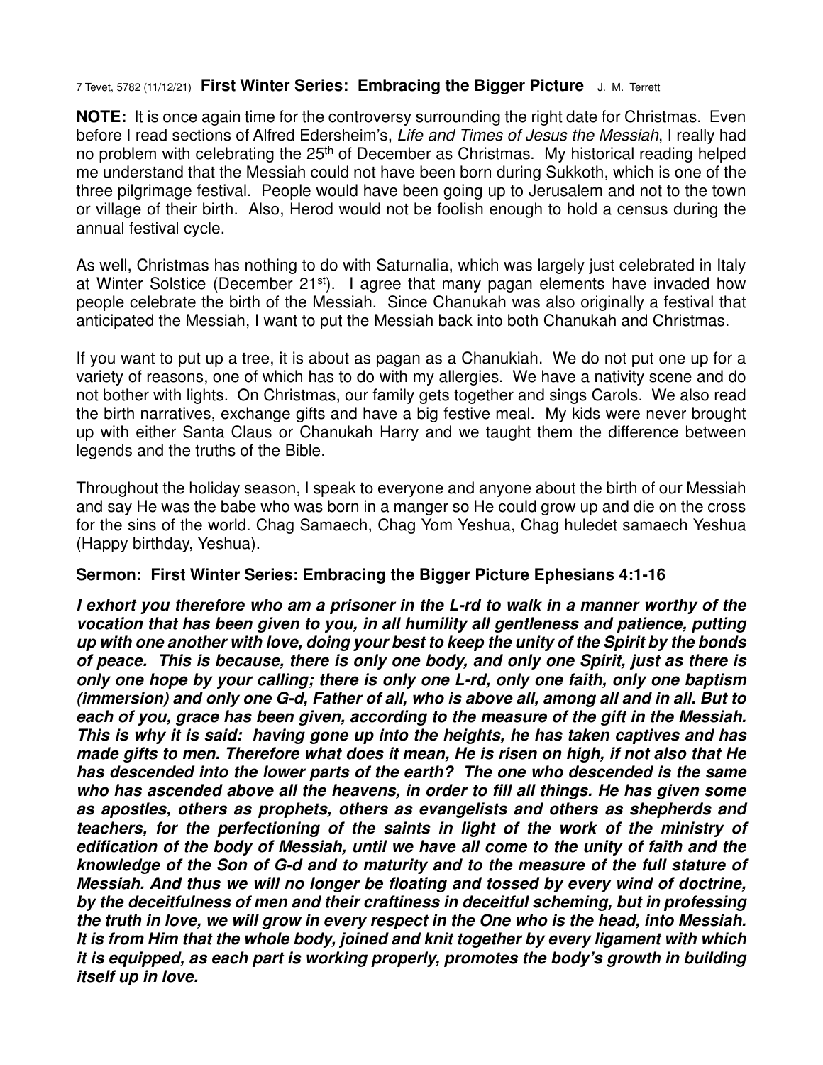7 Tevet, 5782 (11/12/21) **First Winter Series: Embracing the Bigger Picture** J. M. Terrett

**NOTE:** It is once again time for the controversy surrounding the right date for Christmas. Even before I read sections of Alfred Edersheim's, *Life and Times of Jesus the Messiah*, I really had no problem with celebrating the 25th of December as Christmas. My historical reading helped me understand that the Messiah could not have been born during Sukkoth, which is one of the three pilgrimage festival. People would have been going up to Jerusalem and not to the town or village of their birth. Also, Herod would not be foolish enough to hold a census during the annual festival cycle.

As well, Christmas has nothing to do with Saturnalia, which was largely just celebrated in Italy at Winter Solstice (December 21st). I agree that many pagan elements have invaded how people celebrate the birth of the Messiah. Since Chanukah was also originally a festival that anticipated the Messiah, I want to put the Messiah back into both Chanukah and Christmas.

If you want to put up a tree, it is about as pagan as a Chanukiah. We do not put one up for a variety of reasons, one of which has to do with my allergies. We have a nativity scene and do not bother with lights. On Christmas, our family gets together and sings Carols. We also read the birth narratives, exchange gifts and have a big festive meal. My kids were never brought up with either Santa Claus or Chanukah Harry and we taught them the difference between legends and the truths of the Bible.

Throughout the holiday season, I speak to everyone and anyone about the birth of our Messiah and say He was the babe who was born in a manger so He could grow up and die on the cross for the sins of the world. Chag Samaech, Chag Yom Yeshua, Chag huledet samaech Yeshua (Happy birthday, Yeshua).

**Sermon: First Winter Series: Embracing the Bigger Picture Ephesians 4:1-16**

***I exhort you therefore who am a prisoner in the L-rd to walk in a manner worthy of the vocation that has been given to you, in all humility all gentleness and patience, putting up with one another with love, doing your best to keep the unity of the Spirit by the bonds of peace. This is because, there is only one body, and only one Spirit, just as there is only one hope by your calling; there is only one L-rd, only one faith, only one baptism (immersion) and only one G-d, Father of all, who is above all, among all and in all. But to each of you, grace has been given, according to the measure of the gift in the Messiah. This is why it is said: having gone up into the heights, he has taken captives and has made gifts to men. Therefore what does it mean, He is risen on high, if not also that He has descended into the lower parts of the earth? The one who descended is the same who has ascended above all the heavens, in order to fill all things. He has given some as apostles, others as prophets, others as evangelists and others as shepherds and teachers, for the perfectioning of the saints in light of the work of the ministry of edification of the body of Messiah, until we have all come to the unity of faith and the knowledge of the Son of G-d and to maturity and to the measure of the full stature of Messiah. And thus we will no longer be floating and tossed by every wind of doctrine, by the deceitfulness of men and their craftiness in deceitful scheming, but in professing the truth in love, we will grow in every respect in the One who is the head, into Messiah. It is from Him that the whole body, joined and knit together by every ligament with which it is equipped, as each part is working properly, promotes the body's growth in building itself up in love.***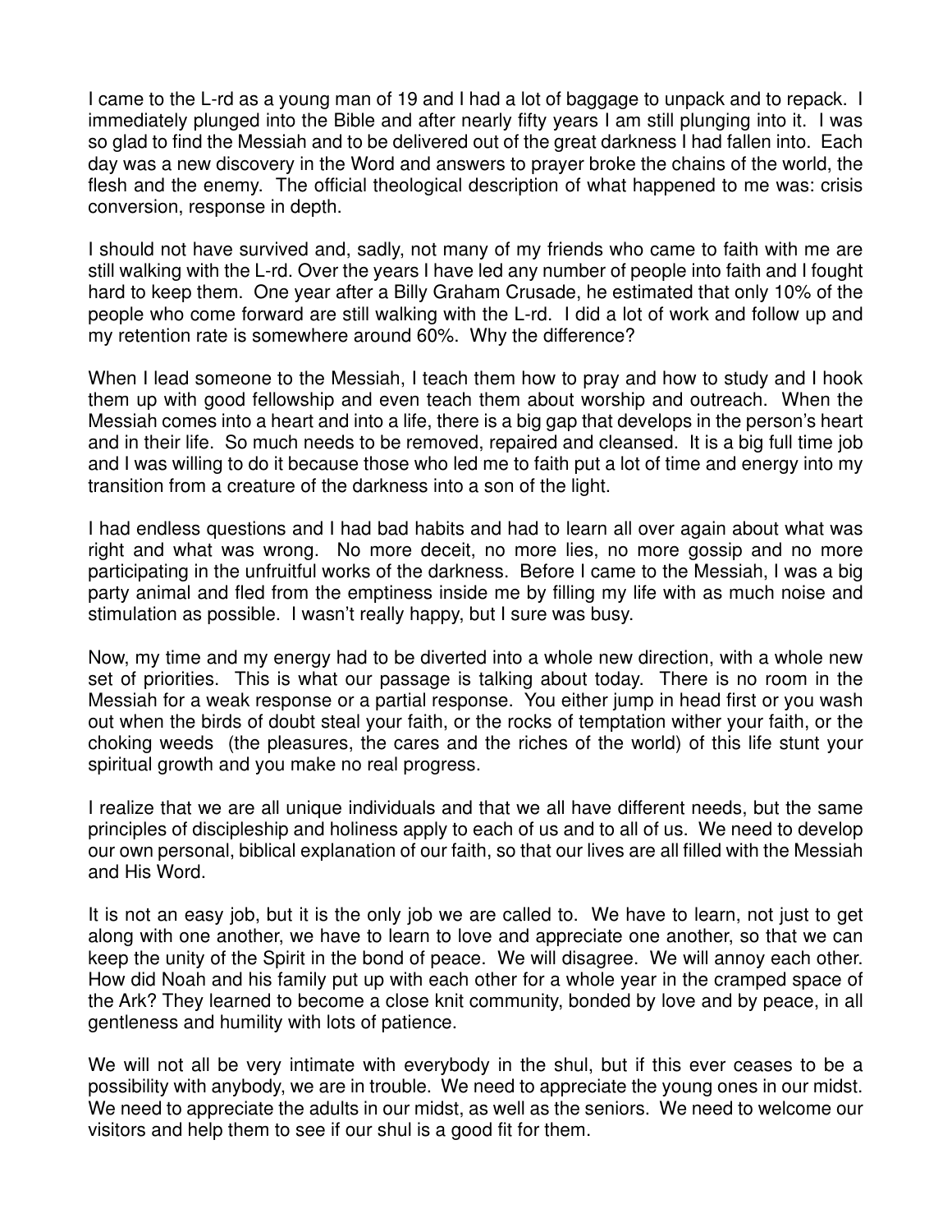I came to the L-rd as a young man of 19 and I had a lot of baggage to unpack and to repack. I immediately plunged into the Bible and after nearly fifty years I am still plunging into it. I was so glad to find the Messiah and to be delivered out of the great darkness I had fallen into. Each day was a new discovery in the Word and answers to prayer broke the chains of the world, the flesh and the enemy. The official theological description of what happened to me was: crisis conversion, response in depth.

I should not have survived and, sadly, not many of my friends who came to faith with me are still walking with the L-rd. Over the years I have led any number of people into faith and I fought hard to keep them. One year after a Billy Graham Crusade, he estimated that only 10% of the people who come forward are still walking with the L-rd. I did a lot of work and follow up and my retention rate is somewhere around 60%. Why the difference?

When I lead someone to the Messiah, I teach them how to pray and how to study and I hook them up with good fellowship and even teach them about worship and outreach. When the Messiah comes into a heart and into a life, there is a big gap that develops in the person's heart and in their life. So much needs to be removed, repaired and cleansed. It is a big full time job and I was willing to do it because those who led me to faith put a lot of time and energy into my transition from a creature of the darkness into a son of the light.

I had endless questions and I had bad habits and had to learn all over again about what was right and what was wrong. No more deceit, no more lies, no more gossip and no more participating in the unfruitful works of the darkness. Before I came to the Messiah, I was a big party animal and fled from the emptiness inside me by filling my life with as much noise and stimulation as possible. I wasn't really happy, but I sure was busy.

Now, my time and my energy had to be diverted into a whole new direction, with a whole new set of priorities. This is what our passage is talking about today. There is no room in the Messiah for a weak response or a partial response. You either jump in head first or you wash out when the birds of doubt steal your faith, or the rocks of temptation wither your faith, or the choking weeds (the pleasures, the cares and the riches of the world) of this life stunt your spiritual growth and you make no real progress.

I realize that we are all unique individuals and that we all have different needs, but the same principles of discipleship and holiness apply to each of us and to all of us. We need to develop our own personal, biblical explanation of our faith, so that our lives are all filled with the Messiah and His Word.

It is not an easy job, but it is the only job we are called to. We have to learn, not just to get along with one another, we have to learn to love and appreciate one another, so that we can keep the unity of the Spirit in the bond of peace. We will disagree. We will annoy each other. How did Noah and his family put up with each other for a whole year in the cramped space of the Ark? They learned to become a close knit community, bonded by love and by peace, in all gentleness and humility with lots of patience.

We will not all be very intimate with everybody in the shul, but if this ever ceases to be a possibility with anybody, we are in trouble. We need to appreciate the young ones in our midst. We need to appreciate the adults in our midst, as well as the seniors. We need to welcome our visitors and help them to see if our shul is a good fit for them.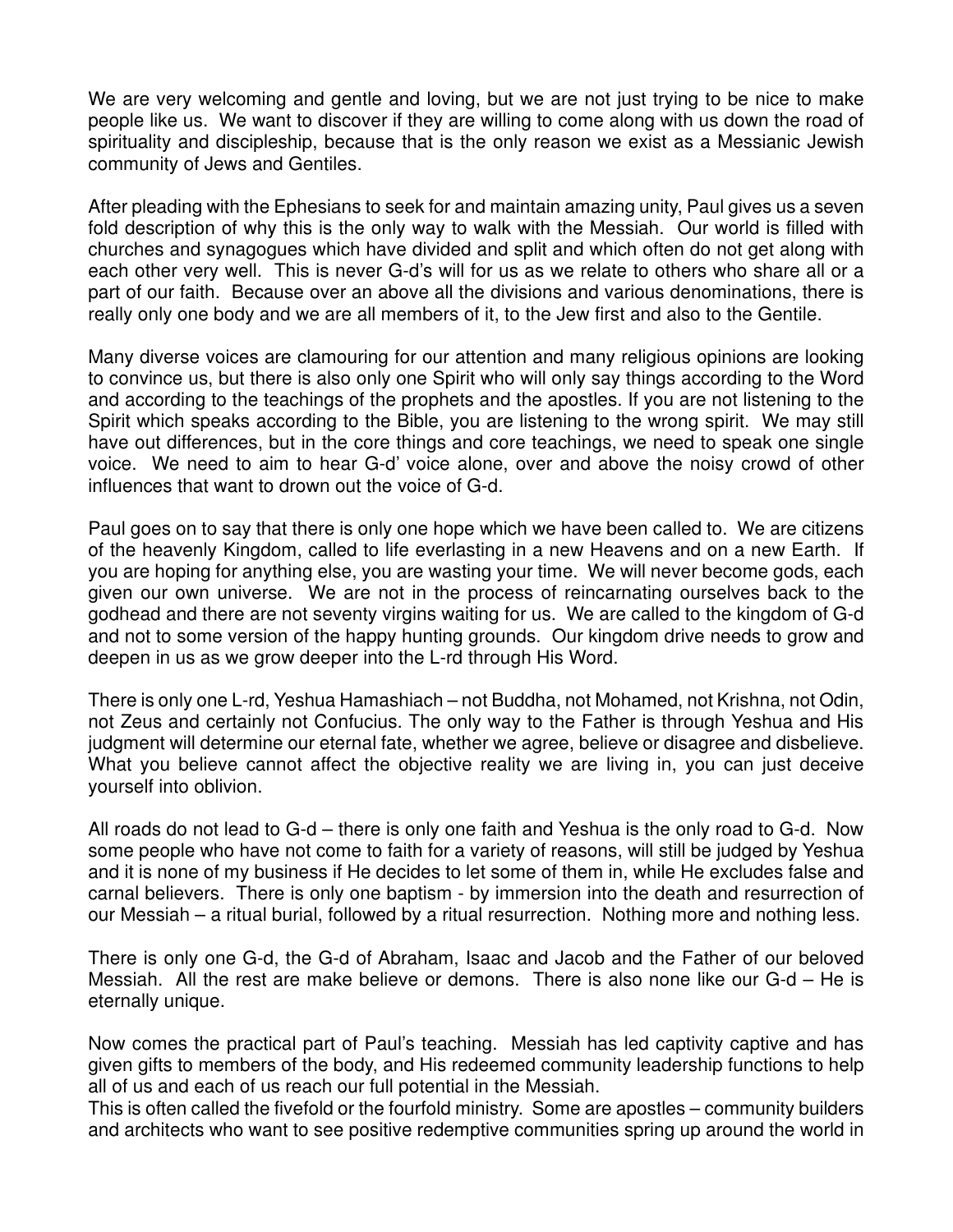We are very welcoming and gentle and loving, but we are not just trying to be nice to make people like us. We want to discover if they are willing to come along with us down the road of spirituality and discipleship, because that is the only reason we exist as a Messianic Jewish community of Jews and Gentiles.

After pleading with the Ephesians to seek for and maintain amazing unity, Paul gives us a seven fold description of why this is the only way to walk with the Messiah. Our world is filled with churches and synagogues which have divided and split and which often do not get along with each other very well. This is never G-d's will for us as we relate to others who share all or a part of our faith. Because over an above all the divisions and various denominations, there is really only one body and we are all members of it, to the Jew first and also to the Gentile.

Many diverse voices are clamouring for our attention and many religious opinions are looking to convince us, but there is also only one Spirit who will only say things according to the Word and according to the teachings of the prophets and the apostles. If you are not listening to the Spirit which speaks according to the Bible, you are listening to the wrong spirit. We may still have out differences, but in the core things and core teachings, we need to speak one single voice. We need to aim to hear G-d' voice alone, over and above the noisy crowd of other influences that want to drown out the voice of G-d.

Paul goes on to say that there is only one hope which we have been called to. We are citizens of the heavenly Kingdom, called to life everlasting in a new Heavens and on a new Earth. If you are hoping for anything else, you are wasting your time. We will never become gods, each given our own universe. We are not in the process of reincarnating ourselves back to the godhead and there are not seventy virgins waiting for us. We are called to the kingdom of G-d and not to some version of the happy hunting grounds. Our kingdom drive needs to grow and deepen in us as we grow deeper into the L-rd through His Word.

There is only one L-rd, Yeshua Hamashiach – not Buddha, not Mohamed, not Krishna, not Odin, not Zeus and certainly not Confucius. The only way to the Father is through Yeshua and His judgment will determine our eternal fate, whether we agree, believe or disagree and disbelieve. What you believe cannot affect the objective reality we are living in, you can just deceive yourself into oblivion.

All roads do not lead to G-d – there is only one faith and Yeshua is the only road to G-d. Now some people who have not come to faith for a variety of reasons, will still be judged by Yeshua and it is none of my business if He decides to let some of them in, while He excludes false and carnal believers. There is only one baptism - by immersion into the death and resurrection of our Messiah – a ritual burial, followed by a ritual resurrection. Nothing more and nothing less.

There is only one G-d, the G-d of Abraham, Isaac and Jacob and the Father of our beloved Messiah. All the rest are make believe or demons. There is also none like our G-d – He is eternally unique.

Now comes the practical part of Paul's teaching. Messiah has led captivity captive and has given gifts to members of the body, and His redeemed community leadership functions to help all of us and each of us reach our full potential in the Messiah.
This is often called the fivefold or the fourfold ministry. Some are apostles – community builders and architects who want to see positive redemptive communities spring up around the world in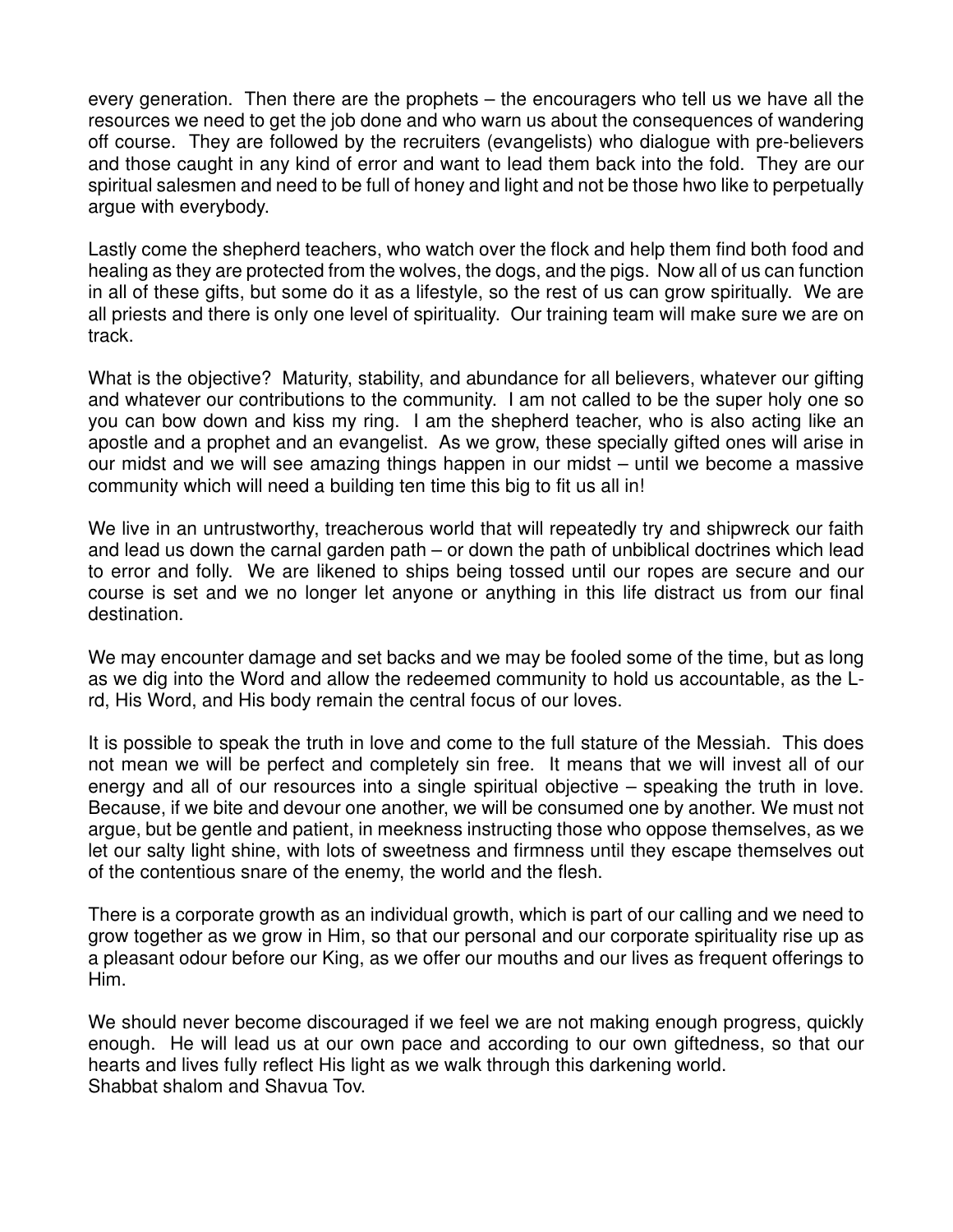every generation. Then there are the prophets – the encouragers who tell us we have all the resources we need to get the job done and who warn us about the consequences of wandering off course. They are followed by the recruiters (evangelists) who dialogue with pre-believers and those caught in any kind of error and want to lead them back into the fold. They are our spiritual salesmen and need to be full of honey and light and not be those hwo like to perpetually argue with everybody.

Lastly come the shepherd teachers, who watch over the flock and help them find both food and healing as they are protected from the wolves, the dogs, and the pigs. Now all of us can function in all of these gifts, but some do it as a lifestyle, so the rest of us can grow spiritually. We are all priests and there is only one level of spirituality. Our training team will make sure we are on track.

What is the objective? Maturity, stability, and abundance for all believers, whatever our gifting and whatever our contributions to the community. I am not called to be the super holy one so you can bow down and kiss my ring. I am the shepherd teacher, who is also acting like an apostle and a prophet and an evangelist. As we grow, these specially gifted ones will arise in our midst and we will see amazing things happen in our midst – until we become a massive community which will need a building ten time this big to fit us all in!

We live in an untrustworthy, treacherous world that will repeatedly try and shipwreck our faith and lead us down the carnal garden path – or down the path of unbiblical doctrines which lead to error and folly. We are likened to ships being tossed until our ropes are secure and our course is set and we no longer let anyone or anything in this life distract us from our final destination.

We may encounter damage and set backs and we may be fooled some of the time, but as long as we dig into the Word and allow the redeemed community to hold us accountable, as the L-rd, His Word, and His body remain the central focus of our loves.

It is possible to speak the truth in love and come to the full stature of the Messiah. This does not mean we will be perfect and completely sin free. It means that we will invest all of our energy and all of our resources into a single spiritual objective – speaking the truth in love. Because, if we bite and devour one another, we will be consumed one by another. We must not argue, but be gentle and patient, in meekness instructing those who oppose themselves, as we let our salty light shine, with lots of sweetness and firmness until they escape themselves out of the contentious snare of the enemy, the world and the flesh.

There is a corporate growth as an individual growth, which is part of our calling and we need to grow together as we grow in Him, so that our personal and our corporate spirituality rise up as a pleasant odour before our King, as we offer our mouths and our lives as frequent offerings to Him.

We should never become discouraged if we feel we are not making enough progress, quickly enough. He will lead us at our own pace and according to our own giftedness, so that our hearts and lives fully reflect His light as we walk through this darkening world.
Shabbat shalom and Shavua Tov.